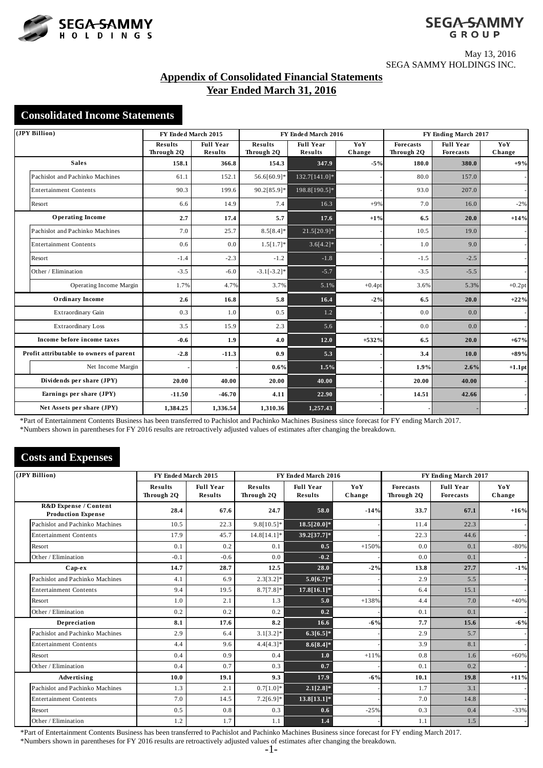May 13, 2016
SEGA SAMMY HOLDINGS INC.

# Appendix of Consolidated Financial Statements
# Year Ended March 31, 2016

## Consolidated Income Statements

| (JPY Billion) | FY Ended March 2015 | | FY Ended March 2016 | | | FY Ending March 2017 | | |
|---|---|---|---|---|---|---|---|---|
| | Results Through 2Q | Full Year Results | Results Through 2Q | Full Year Results | YoY Change | Forecasts Through 2Q | Full Year Forecasts | YoY Change |
| **Sales** | **158.1** | **366.8** | **154.3** | **347.9** | **-5%** | **180.0** | **380.0** | **+9%** |
| Pachislot and Pachinko Machines | 61.1 | 152.1 | 56.6[60.9]* | 132.7[141.0]* | - | 80.0 | 157.0 | - |
| Entertainment Contents | 90.3 | 199.6 | 90.2[85.9]* | 198.8[190.5]* | - | 93.0 | 207.0 | - |
| Resort | 6.6 | 14.9 | 7.4 | 16.3 | +9% | 7.0 | 16.0 | -2% |
| **Operating Income** | **2.7** | **17.4** | **5.7** | **17.6** | **+1%** | **6.5** | **20.0** | **+14%** |
| Pachislot and Pachinko Machines | 7.0 | 25.7 | 8.5[8.4]* | 21.5[20.9]* | - | 10.5 | 19.0 | - |
| Entertainment Contents | 0.6 | 0.0 | 1.5[1.7]* | 3.6[4.2]* | - | 1.0 | 9.0 | - |
| Resort | -1.4 | -2.3 | -1.2 | -1.8 | - | -1.5 | -2.5 | - |
| Other / Elimination | -3.5 | -6.0 | -3.1[-3.2]* | -5.7 | - | -3.5 | -5.5 | - |
| Operating Income Margin | 1.7% | 4.7% | 3.7% | 5.1% | +0.4pt | 3.6% | 5.3% | +0.2pt |
| **Ordinary Income** | **2.6** | **16.8** | **5.8** | **16.4** | **-2%** | **6.5** | **20.0** | **+22%** |
| Extraordinary Gain | 0.3 | 1.0 | 0.5 | 1.2 | - | 0.0 | 0.0 | - |
| Extraordinary Loss | 3.5 | 15.9 | 2.3 | 5.6 | - | 0.0 | 0.0 | - |
| **Income before income taxes** | **-0.6** | **1.9** | **4.0** | **12.0** | **+532%** | **6.5** | **20.0** | **+67%** |
| **Profit attributable to owners of parent** | **-2.8** | **-11.3** | **0.9** | **5.3** | **-** | **3.4** | **10.0** | **+89%** |
| Net Income Margin | - | - | **0.6%** | **1.5%** | - | **1.9%** | **2.6%** | **+1.1pt** |
| **Dividends per share (JPY)** | **20.00** | **40.00** | **20.00** | **40.00** | - | **20.00** | **40.00** | - |
| **Earnings per share (JPY)** | **-11.50** | **-46.70** | **4.11** | **22.90** | - | **14.51** | **42.66** | - |
| **Net Assets per share (JPY)** | **1,384.25** | **1,336.54** | **1,310.36** | **1,257.43** | - | - | - | - |

*Part of Entertainment Contents Business has been transferred to Pachislot and Pachinko Machines Business since forecast for FY ending March 2017.
*Numbers shown in parentheses for FY 2016 results are retroactively adjusted values of estimates after changing the breakdown.

## Costs and Expenses

| (JPY Billion) | FY Ended March 2015 | | FY Ended March 2016 | | | FY Ending March 2017 | | |
|---|---|---|---|---|---|---|---|---|
| | Results Through 2Q | Full Year Results | Results Through 2Q | Full Year Results | YoY Change | Forecasts Through 2Q | Full Year Forecasts | YoY Change |
| **R&D Expense / Content Production Expense** | **28.4** | **67.6** | **24.7** | **58.0** | **-14%** | **33.7** | **67.1** | **+16%** |
| Pachislot and Pachinko Machines | 10.5 | 22.3 | 9.8[10.5]* | **18.5[20.0]*** | - | 11.4 | 22.3 | - |
| Entertainment Contents | 17.9 | 45.7 | 14.8[14.1]* | **39.2[37.7]*** | - | 22.3 | 44.6 | - |
| Resort | 0.1 | 0.2 | 0.1 | **0.5** | +150% | 0.0 | 0.1 | -80% |
| Other / Elimination | -0.1 | -0.6 | 0.0 | **-0.2** | - | 0.0 | 0.1 | - |
| **Cap-ex** | **14.7** | **28.7** | **12.5** | **28.0** | **-2%** | **13.8** | **27.7** | **-1%** |
| Pachislot and Pachinko Machines | 4.1 | 6.9 | 2.3[3.2]* | **5.0[6.7]*** | - | 2.9 | 5.5 | - |
| Entertainment Contents | 9.4 | 19.5 | 8.7[7.8]* | **17.8[16.1]*** | - | 6.4 | 15.1 | - |
| Resort | 1.0 | 2.1 | 1.3 | **5.0** | +138% | 4.4 | 7.0 | +40% |
| Other / Elimination | 0.2 | 0.2 | 0.2 | **0.2** | - | 0.1 | 0.1 | - |
| **Depreciation** | **8.1** | **17.6** | **8.2** | **16.6** | **-6%** | **7.7** | **15.6** | **-6%** |
| Pachislot and Pachinko Machines | 2.9 | 6.4 | 3.1[3.2]* | **6.3[6.5]*** | - | 2.9 | 5.7 | - |
| Entertainment Contents | 4.4 | 9.6 | 4.4[4.3]* | **8.6[8.4]*** | - | 3.9 | 8.1 | - |
| Resort | 0.4 | 0.9 | 0.4 | **1.0** | +11% | 0.8 | 1.6 | +60% |
| Other / Elimination | 0.4 | 0.7 | 0.3 | **0.7** | - | 0.1 | 0.2 | - |
| **Advertising** | **10.0** | **19.1** | **9.3** | **17.9** | **-6%** | **10.1** | **19.8** | **+11%** |
| Pachislot and Pachinko Machines | 1.3 | 2.1 | 0.7[1.0]* | **2.1[2.8]*** | - | 1.7 | 3.1 | - |
| Entertainment Contents | 7.0 | 14.5 | 7.2[6.9]* | **13.8[13.1]*** | - | 7.0 | 14.8 | - |
| Resort | 0.5 | 0.8 | 0.3 | **0.6** | -25% | 0.3 | 0.4 | -33% |
| Other / Elimination | 1.2 | 1.7 | 1.1 | **1.4** | - | 1.1 | 1.5 | - |

*Part of Entertainment Contents Business has been transferred to Pachislot and Pachinko Machines Business since forecast for FY ending March 2017.
*Numbers shown in parentheses for FY 2016 results are retroactively adjusted values of estimates after changing the breakdown.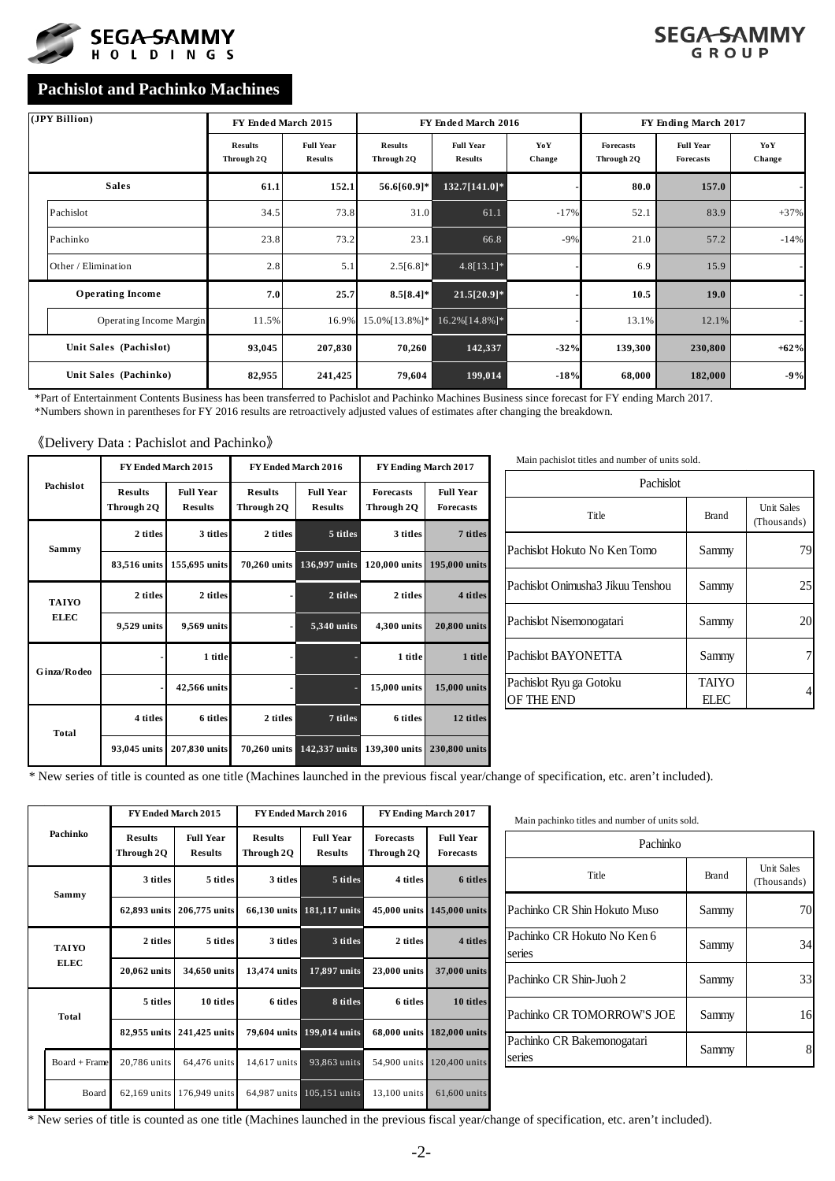## Pachislot and Pachinko Machines

| (JPY Billion) | FY Ended March 2015 | | FY Ended March 2016 | | | FY Ending March 2017 | | |
|---|---|---|---|---|---|---|---|---|
| | Results Through 2Q | Full Year Results | Results Through 2Q | Full Year Results | YoY Change | Forecasts Through 2Q | Full Year Forecasts | YoY Change |
| **Sales** | **61.1** | **152.1** | **56.6[60.9]*** | **132.7[141.0]*** | **-** | **80.0** | **157.0** | **-** |
| Pachislot | 34.5 | 73.8 | 31.0 | 61.1 | -17% | 52.1 | 83.9 | +37% |
| Pachinko | 23.8 | 73.2 | 23.1 | 66.8 | -9% | 21.0 | 57.2 | -14% |
| Other / Elimination | 2.8 | 5.1 | 2.5[6.8]* | 4.8[13.1]* | - | 6.9 | 15.9 | - |
| **Operating Income** | **7.0** | **25.7** | **8.5[8.4]*** | **21.5[20.9]*** | **-** | **10.5** | **19.0** | **-** |
| Operating Income Margin | 11.5% | 16.9% | 15.0%[13.8%]* | 16.2%[14.8%]* | - | 13.1% | 12.1% | - |
| **Unit Sales (Pachislot)** | **93,045** | **207,830** | **70,260** | **142,337** | **-32%** | **139,300** | **230,800** | **+62%** |
| **Unit Sales (Pachinko)** | **82,955** | **241,425** | **79,604** | **199,014** | **-18%** | **68,000** | **182,000** | **-9%** |

*Part of Entertainment Contents Business has been transferred to Pachislot and Pachinko Machines Business since forecast for FY ending March 2017.
*Numbers shown in parentheses for FY 2016 results are retroactively adjusted values of estimates after changing the breakdown.

《Delivery Data : Pachislot and Pachinko》

| Pachislot | | FY Ended March 2015 | | FY Ended March 2016 | | FY Ending March 2017 | |
|---|---|---|---|---|---|---|---|
| | | Results Through 2Q | Full Year Results | Results Through 2Q | Full Year Results | Forecasts Through 2Q | Full Year Forecasts |
| **Sammy** | | 2 titles | 3 titles | 2 titles | 5 titles | 3 titles | 7 titles |
| | | 83,516 units | 155,695 units | 70,260 units | 136,997 units | 120,000 units | 195,000 units |
| **TAIYO ELEC** | | 2 titles | 2 titles | - | 2 titles | 2 titles | 4 titles |
| | | 9,529 units | 9,569 units | - | 5,340 units | 4,300 units | 20,800 units |
| **Ginza/Rodeo** | | - | 1 title | - | - | 1 title | 1 title |
| | | - | 42,566 units | - | - | 15,000 units | 15,000 units |
| **Total** | | 4 titles | 6 titles | 2 titles | 7 titles | 6 titles | 12 titles |
| | | 93,045 units | 207,830 units | 70,260 units | 142,337 units | 139,300 units | 230,800 units |

Main pachislot titles and number of units sold.

| Pachislot | | |
|---|---|---|
| Title | Brand | Unit Sales (Thousands) |
| Pachislot Hokuto No Ken Tomo | Sammy | 79 |
| Pachislot Onimusha3 Jikuu Tenshou | Sammy | 25 |
| Pachislot Nisemonogatari | Sammy | 20 |
| Pachislot BAYONETTA | Sammy | 7 |
| Pachislot Ryu ga Gotoku OF THE END | TAIYO ELEC | 4 |

* New series of title is counted as one title (Machines launched in the previous fiscal year/change of specification, etc. aren't included).

| Pachinko | | FY Ended March 2015 | | FY Ended March 2016 | | FY Ending March 2017 | |
|---|---|---|---|---|---|---|---|
| | | Results Through 2Q | Full Year Results | Results Through 2Q | Full Year Results | Forecasts Through 2Q | Full Year Forecasts |
| **Sammy** | | 3 titles | 5 titles | 3 titles | 5 titles | 4 titles | 6 titles |
| | | 62,893 units | 206,775 units | 66,130 units | 181,117 units | 45,000 units | 145,000 units |
| **TAIYO ELEC** | | 2 titles | 5 titles | 3 titles | 3 titles | 2 titles | 4 titles |
| | | 20,062 units | 34,650 units | 13,474 units | 17,897 units | 23,000 units | 37,000 units |
| **Total** | | 5 titles | 10 titles | 6 titles | 8 titles | 6 titles | 10 titles |
| | | 82,955 units | 241,425 units | 79,604 units | 199,014 units | 68,000 units | 182,000 units |
| | Board + Frame | 20,786 units | 64,476 units | 14,617 units | 93,863 units | 54,900 units | 120,400 units |
| | Board | 62,169 units | 176,949 units | 64,987 units | 105,151 units | 13,100 units | 61,600 units |

Main pachinko titles and number of units sold.

| Pachinko | | |
|---|---|---|
| Title | Brand | Unit Sales (Thousands) |
| Pachinko CR Shin Hokuto Muso | Sammy | 70 |
| Pachinko CR Hokuto No Ken 6 series | Sammy | 34 |
| Pachinko CR Shin-Juoh 2 | Sammy | 33 |
| Pachinko CR TOMORROW'S JOE | Sammy | 16 |
| Pachinko CR Bakemonogatari series | Sammy | 8 |

* New series of title is counted as one title (Machines launched in the previous fiscal year/change of specification, etc. aren't included).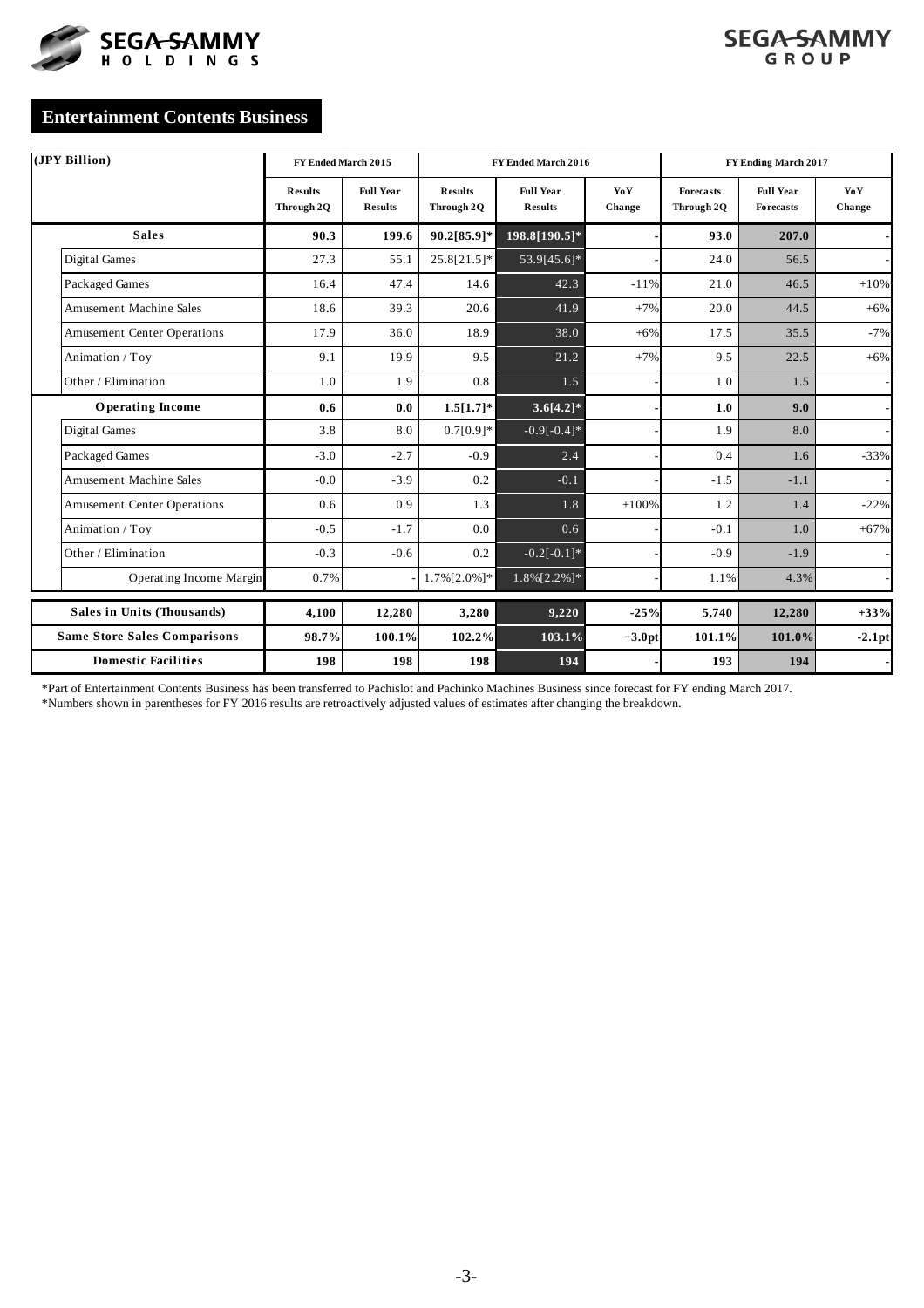## Entertainment Contents Business

| (JPY Billion) | FY Ended March 2015 | | FY Ended March 2016 | | | FY Ending March 2017 | | |
|---|---|---|---|---|---|---|---|---|
| | Results Through 2Q | Full Year Results | Results Through 2Q | Full Year Results | YoY Change | Forecasts Through 2Q | Full Year Forecasts | YoY Change |
| **Sales** | **90.3** | **199.6** | **90.2[85.9]*** | **198.8[190.5]*** | - | **93.0** | **207.0** | - |
| Digital Games | 27.3 | 55.1 | 25.8[21.5]* | 53.9[45.6]* | - | 24.0 | 56.5 | - |
| Packaged Games | 16.4 | 47.4 | 14.6 | 42.3 | -11% | 21.0 | 46.5 | +10% |
| Amusement Machine Sales | 18.6 | 39.3 | 20.6 | 41.9 | +7% | 20.0 | 44.5 | +6% |
| Amusement Center Operations | 17.9 | 36.0 | 18.9 | 38.0 | +6% | 17.5 | 35.5 | -7% |
| Animation / Toy | 9.1 | 19.9 | 9.5 | 21.2 | +7% | 9.5 | 22.5 | +6% |
| Other / Elimination | 1.0 | 1.9 | 0.8 | 1.5 | - | 1.0 | 1.5 | - |
| **Operating Income** | **0.6** | **0.0** | **1.5[1.7]*** | **3.6[4.2]*** | - | **1.0** | **9.0** | - |
| Digital Games | 3.8 | 8.0 | 0.7[0.9]* | -0.9[-0.4]* | - | 1.9 | 8.0 | - |
| Packaged Games | -3.0 | -2.7 | -0.9 | 2.4 | - | 0.4 | 1.6 | -33% |
| Amusement Machine Sales | -0.0 | -3.9 | 0.2 | -0.1 | - | -1.5 | -1.1 | - |
| Amusement Center Operations | 0.6 | 0.9 | 1.3 | 1.8 | +100% | 1.2 | 1.4 | -22% |
| Animation / Toy | -0.5 | -1.7 | 0.0 | 0.6 | - | -0.1 | 1.0 | +67% |
| Other / Elimination | -0.3 | -0.6 | 0.2 | -0.2[-0.1]* | - | -0.9 | -1.9 | - |
| Operating Income Margin | 0.7% | - | 1.7%[2.0%]* | 1.8%[2.2%]* | - | 1.1% | 4.3% | - |
| **Sales in Units (Thousands)** | **4,100** | **12,280** | **3,280** | **9,220** | **-25%** | **5,740** | **12,280** | **+33%** |
| **Same Store Sales Comparisons** | **98.7%** | **100.1%** | **102.2%** | **103.1%** | **+3.0pt** | **101.1%** | **101.0%** | **-2.1pt** |
| **Domestic Facilities** | **198** | **198** | **198** | **194** | - | **193** | **194** | - |

*Part of Entertainment Contents Business has been transferred to Pachislot and Pachinko Machines Business since forecast for FY ending March 2017.

*Numbers shown in parentheses for FY 2016 results are retroactively adjusted values of estimates after changing the breakdown.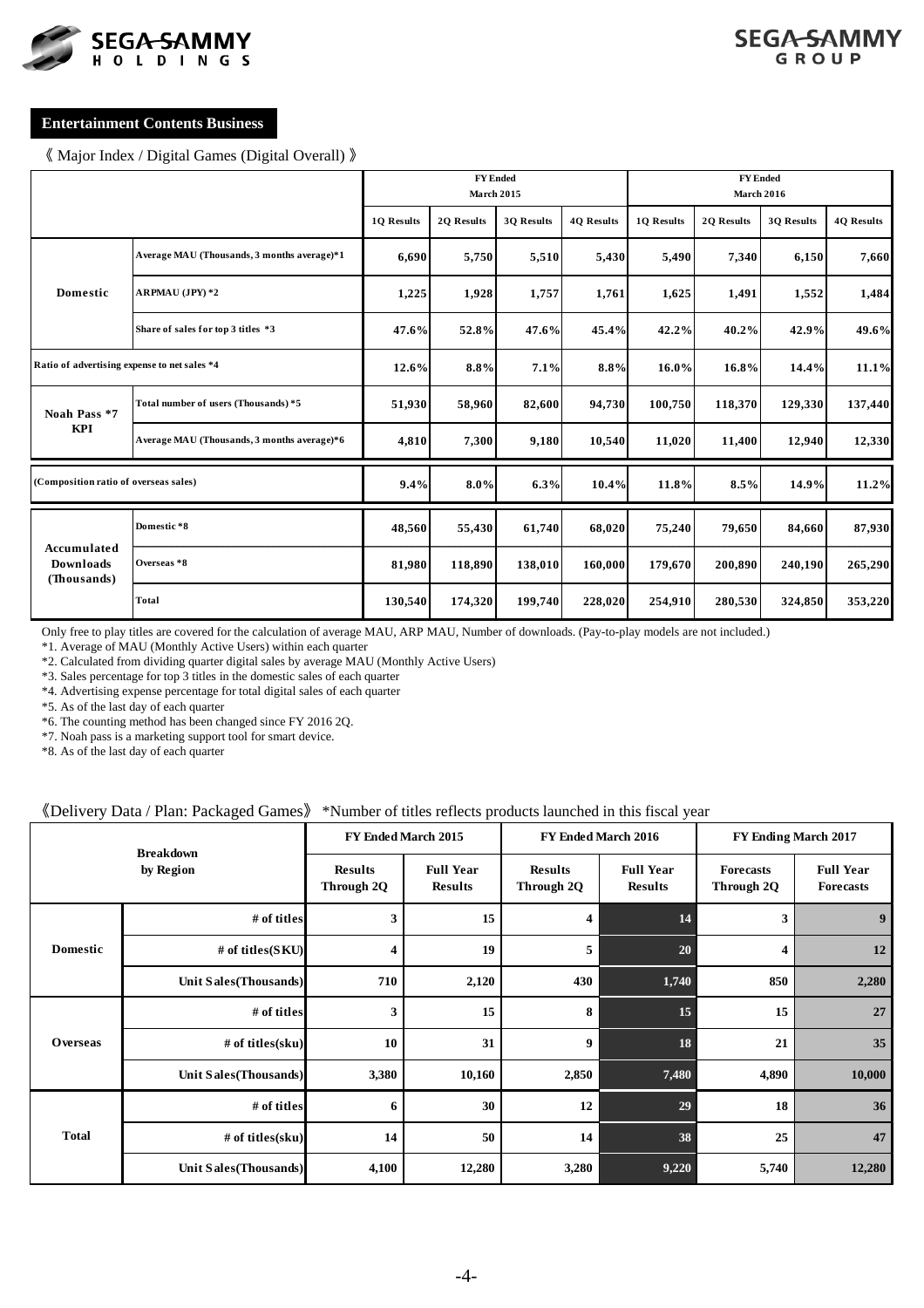**Entertainment Contents Business**

《 Major Index / Digital Games (Digital Overall) 》

| | | FY Ended March 2015 | | | | FY Ended March 2016 | | | |
|---|---|---|---|---|---|---|---|---|---|
| | | 1Q Results | 2Q Results | 3Q Results | 4Q Results | 1Q Results | 2Q Results | 3Q Results | 4Q Results |
| Domestic | Average MAU (Thousands, 3 months average)*1 | 6,690 | 5,750 | 5,510 | 5,430 | 5,490 | 7,340 | 6,150 | 7,660 |
| | ARPMAU (JPY) *2 | 1,225 | 1,928 | 1,757 | 1,761 | 1,625 | 1,491 | 1,552 | 1,484 |
| | Share of sales for top 3 titles *3 | 47.6% | 52.8% | 47.6% | 45.4% | 42.2% | 40.2% | 42.9% | 49.6% |
| Ratio of advertising expense to net sales *4 | | 12.6% | 8.8% | 7.1% | 8.8% | 16.0% | 16.8% | 14.4% | 11.1% |
| Noah Pass *7 KPI | Total number of users (Thousands) *5 | 51,930 | 58,960 | 82,600 | 94,730 | 100,750 | 118,370 | 129,330 | 137,440 |
| | Average MAU (Thousands, 3 months average)*6 | 4,810 | 7,300 | 9,180 | 10,540 | 11,020 | 11,400 | 12,940 | 12,330 |
| (Composition ratio of overseas sales) | | 9.4% | 8.0% | 6.3% | 10.4% | 11.8% | 8.5% | 14.9% | 11.2% |
| Accumulated Downloads (Thousands) | Domestic *8 | 48,560 | 55,430 | 61,740 | 68,020 | 75,240 | 79,650 | 84,660 | 87,930 |
| | Overseas *8 | 81,980 | 118,890 | 138,010 | 160,000 | 179,670 | 200,890 | 240,190 | 265,290 |
| | Total | 130,540 | 174,320 | 199,740 | 228,020 | 254,910 | 280,530 | 324,850 | 353,220 |

Only free to play titles are covered for the calculation of average MAU, ARP MAU, Number of downloads. (Pay-to-play models are not included.)

*1. Average of MAU (Monthly Active Users) within each quarter

*2. Calculated from dividing quarter digital sales by average MAU (Monthly Active Users)

*3. Sales percentage for top 3 titles in the domestic sales of each quarter

*4. Advertising expense percentage for total digital sales of each quarter

*5. As of the last day of each quarter

*6. The counting method has been changed since FY 2016 2Q.

*7. Noah pass is a marketing support tool for smart device.

*8. As of the last day of each quarter

《Delivery Data / Plan: Packaged Games》 *Number of titles reflects products launched in this fiscal year

| Breakdown by Region | | FY Ended March 2015 | | FY Ended March 2016 | | FY Ending March 2017 | |
|---|---|---|---|---|---|---|---|
| | | Results Through 2Q | Full Year Results | Results Through 2Q | Full Year Results | Forecasts Through 2Q | Full Year Forecasts |
| Domestic | # of titles | 3 | 15 | 4 | 14 | 3 | 9 |
| | # of titles(SKU) | 4 | 19 | 5 | 20 | 4 | 12 |
| | Unit Sales(Thousands) | 710 | 2,120 | 430 | 1,740 | 850 | 2,280 |
| Overseas | # of titles | 3 | 15 | 8 | 15 | 15 | 27 |
| | # of titles(sku) | 10 | 31 | 9 | 18 | 21 | 35 |
| | Unit Sales(Thousands) | 3,380 | 10,160 | 2,850 | 7,480 | 4,890 | 10,000 |
| Total | # of titles | 6 | 30 | 12 | 29 | 18 | 36 |
| | # of titles(sku) | 14 | 50 | 14 | 38 | 25 | 47 |
| | Unit Sales(Thousands) | 4,100 | 12,280 | 3,280 | 9,220 | 5,740 | 12,280 |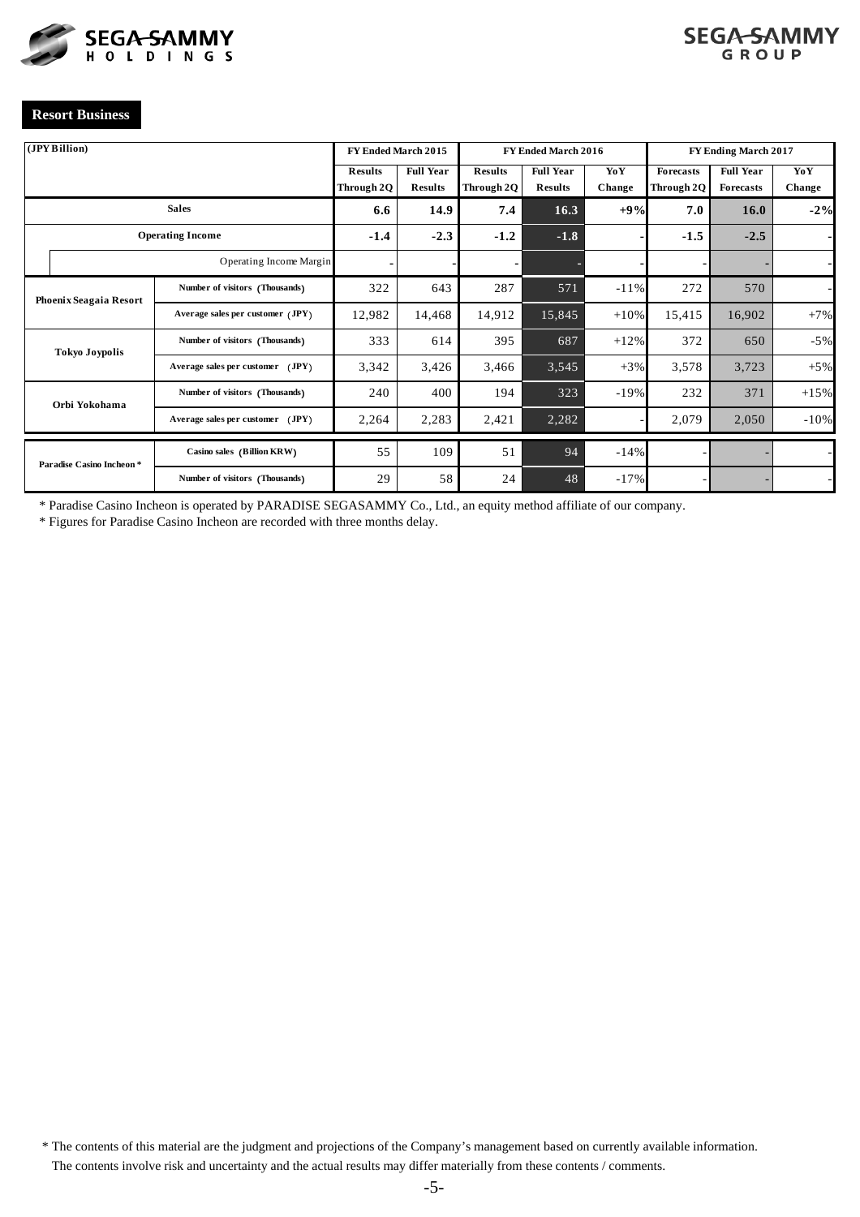## Resort Business

| (JPY Billion) | | FY Ended March 2015 | | FY Ended March 2016 | | | FY Ending March 2017 | | |
|---|---|---|---|---|---|---|---|---|---|
| | | Results Through 2Q | Full Year Results | Results Through 2Q | Full Year Results | YoY Change | Forecasts Through 2Q | Full Year Forecasts | YoY Change |
| **Sales** | | **6.6** | **14.9** | **7.4** | **16.3** | **+9%** | **7.0** | **16.0** | **-2%** |
| **Operating Income** | | **-1.4** | **-2.3** | **-1.2** | **-1.8** | **-** | **-1.5** | **-2.5** | **-** |
| | Operating Income Margin | - | - | - | - | - | - | - | - |
| **Phoenix Seagaia Resort** | Number of visitors (Thousands) | 322 | 643 | 287 | 571 | -11% | 272 | 570 | - |
| | Average sales per customer (JPY) | 12,982 | 14,468 | 14,912 | 15,845 | +10% | 15,415 | 16,902 | +7% |
| **Tokyo Joypolis** | Number of visitors (Thousands) | 333 | 614 | 395 | 687 | +12% | 372 | 650 | -5% |
| | Average sales per customer (JPY) | 3,342 | 3,426 | 3,466 | 3,545 | +3% | 3,578 | 3,723 | +5% |
| **Orbi Yokohama** | Number of visitors (Thousands) | 240 | 400 | 194 | 323 | -19% | 232 | 371 | +15% |
| | Average sales per customer (JPY) | 2,264 | 2,283 | 2,421 | 2,282 | - | 2,079 | 2,050 | -10% |
| **Paradise Casino Incheon*** | Casino sales (Billion KRW) | 55 | 109 | 51 | 94 | -14% | - | - | - |
| | Number of visitors (Thousands) | 29 | 58 | 24 | 48 | -17% | - | - | - |

* Paradise Casino Incheon is operated by PARADISE SEGASAMMY Co., Ltd., an equity method affiliate of our company.
* Figures for Paradise Casino Incheon are recorded with three months delay.

* The contents of this material are the judgment and projections of the Company's management based on currently available information.
The contents involve risk and uncertainty and the actual results may differ materially from these contents / comments.